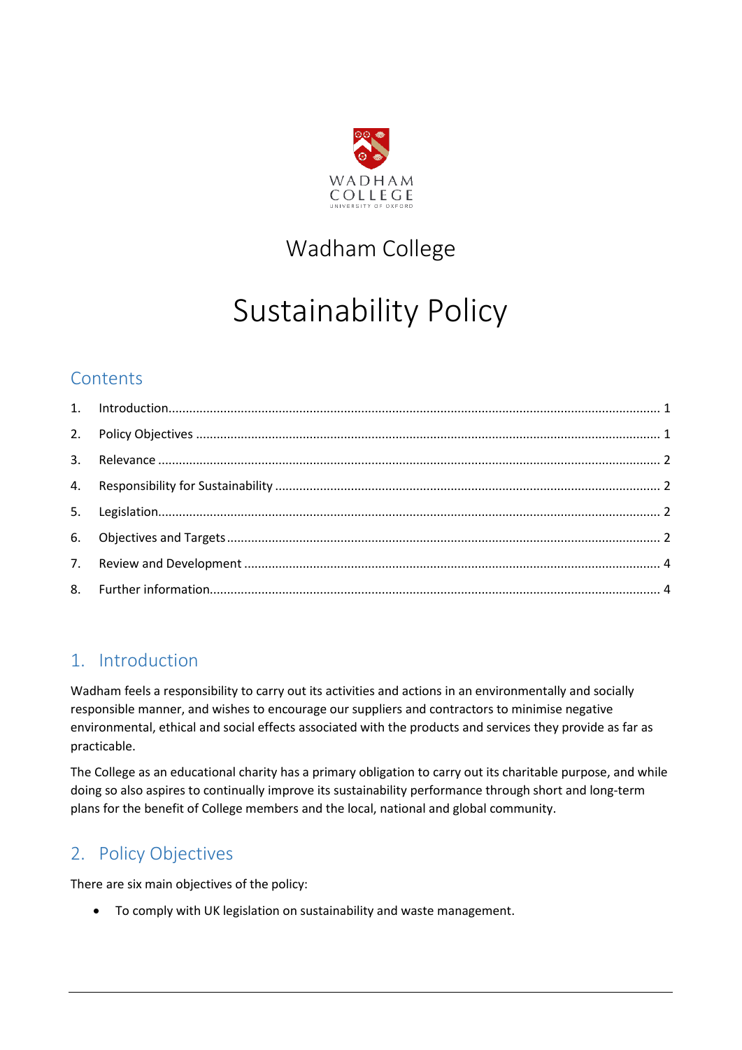Wadham College

# Sustainability Policy

## Contents

1. Introduction ........ 1
2. Policy Objectives ........ 1
3. Relevance ........ 2
4. Responsibility for Sustainability ........ 2
5. Legislation ........ 2
6. Objectives and Targets ........ 2
7. Review and Development ........ 4
8. Further information ........ 4

## 1. Introduction

Wadham feels a responsibility to carry out its activities and actions in an environmentally and socially responsible manner, and wishes to encourage our suppliers and contractors to minimise negative environmental, ethical and social effects associated with the products and services they provide as far as practicable.

The College as an educational charity has a primary obligation to carry out its charitable purpose, and while doing so also aspires to continually improve its sustainability performance through short and long-term plans for the benefit of College members and the local, national and global community.

## 2. Policy Objectives

There are six main objectives of the policy:

- To comply with UK legislation on sustainability and waste management.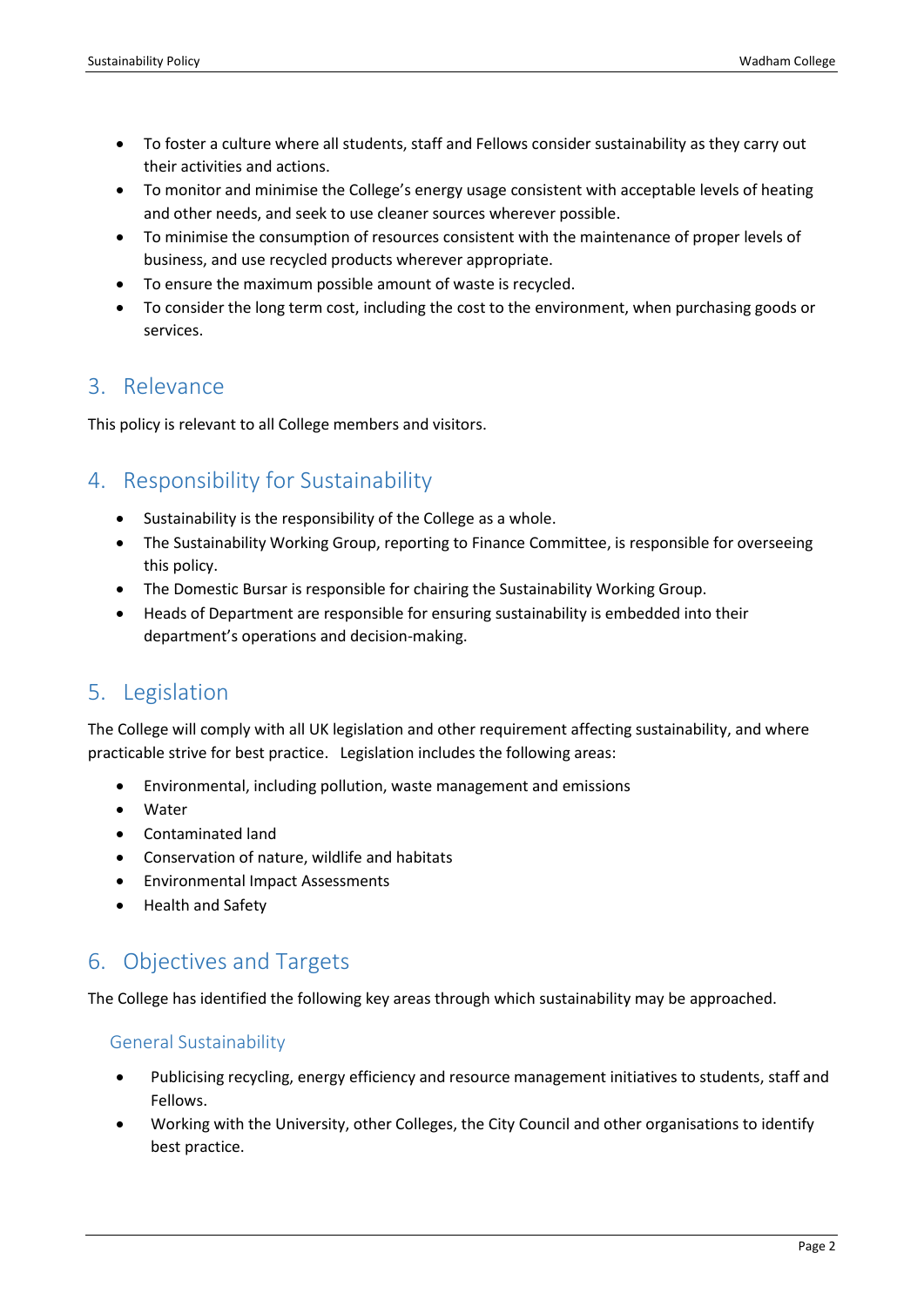- To foster a culture where all students, staff and Fellows consider sustainability as they carry out their activities and actions.
- To monitor and minimise the College's energy usage consistent with acceptable levels of heating and other needs, and seek to use cleaner sources wherever possible.
- To minimise the consumption of resources consistent with the maintenance of proper levels of business, and use recycled products wherever appropriate.
- To ensure the maximum possible amount of waste is recycled.
- To consider the long term cost, including the cost to the environment, when purchasing goods or services.

## 3. Relevance

This policy is relevant to all College members and visitors.

## 4. Responsibility for Sustainability

- Sustainability is the responsibility of the College as a whole.
- The Sustainability Working Group, reporting to Finance Committee, is responsible for overseeing this policy.
- The Domestic Bursar is responsible for chairing the Sustainability Working Group.
- Heads of Department are responsible for ensuring sustainability is embedded into their department's operations and decision-making.

## 5. Legislation

The College will comply with all UK legislation and other requirement affecting sustainability, and where practicable strive for best practice. Legislation includes the following areas:

- Environmental, including pollution, waste management and emissions
- Water
- Contaminated land
- Conservation of nature, wildlife and habitats
- Environmental Impact Assessments
- Health and Safety

## 6. Objectives and Targets

The College has identified the following key areas through which sustainability may be approached.

### General Sustainability

- Publicising recycling, energy efficiency and resource management initiatives to students, staff and Fellows.
- Working with the University, other Colleges, the City Council and other organisations to identify best practice.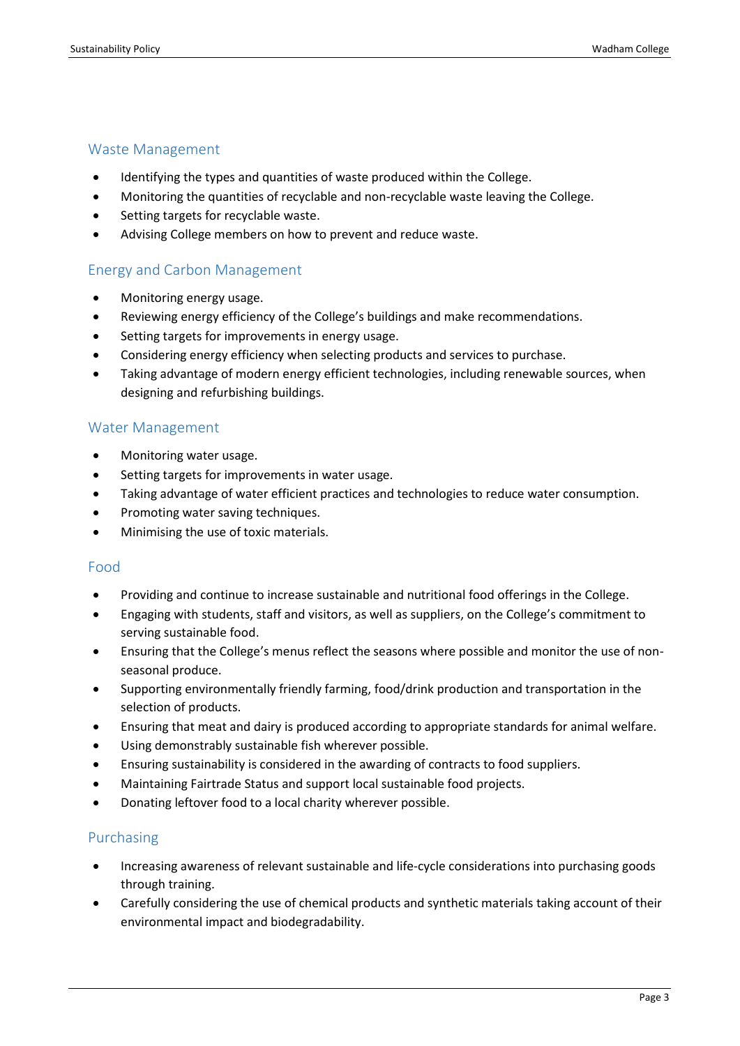## Waste Management

- Identifying the types and quantities of waste produced within the College.
- Monitoring the quantities of recyclable and non-recyclable waste leaving the College.
- Setting targets for recyclable waste.
- Advising College members on how to prevent and reduce waste.

## Energy and Carbon Management

- Monitoring energy usage.
- Reviewing energy efficiency of the College's buildings and make recommendations.
- Setting targets for improvements in energy usage.
- Considering energy efficiency when selecting products and services to purchase.
- Taking advantage of modern energy efficient technologies, including renewable sources, when designing and refurbishing buildings.

## Water Management

- Monitoring water usage.
- Setting targets for improvements in water usage.
- Taking advantage of water efficient practices and technologies to reduce water consumption.
- Promoting water saving techniques.
- Minimising the use of toxic materials.

## Food

- Providing and continue to increase sustainable and nutritional food offerings in the College.
- Engaging with students, staff and visitors, as well as suppliers, on the College's commitment to serving sustainable food.
- Ensuring that the College's menus reflect the seasons where possible and monitor the use of non-seasonal produce.
- Supporting environmentally friendly farming, food/drink production and transportation in the selection of products.
- Ensuring that meat and dairy is produced according to appropriate standards for animal welfare.
- Using demonstrably sustainable fish wherever possible.
- Ensuring sustainability is considered in the awarding of contracts to food suppliers.
- Maintaining Fairtrade Status and support local sustainable food projects.
- Donating leftover food to a local charity wherever possible.

## Purchasing

- Increasing awareness of relevant sustainable and life-cycle considerations into purchasing goods through training.
- Carefully considering the use of chemical products and synthetic materials taking account of their environmental impact and biodegradability.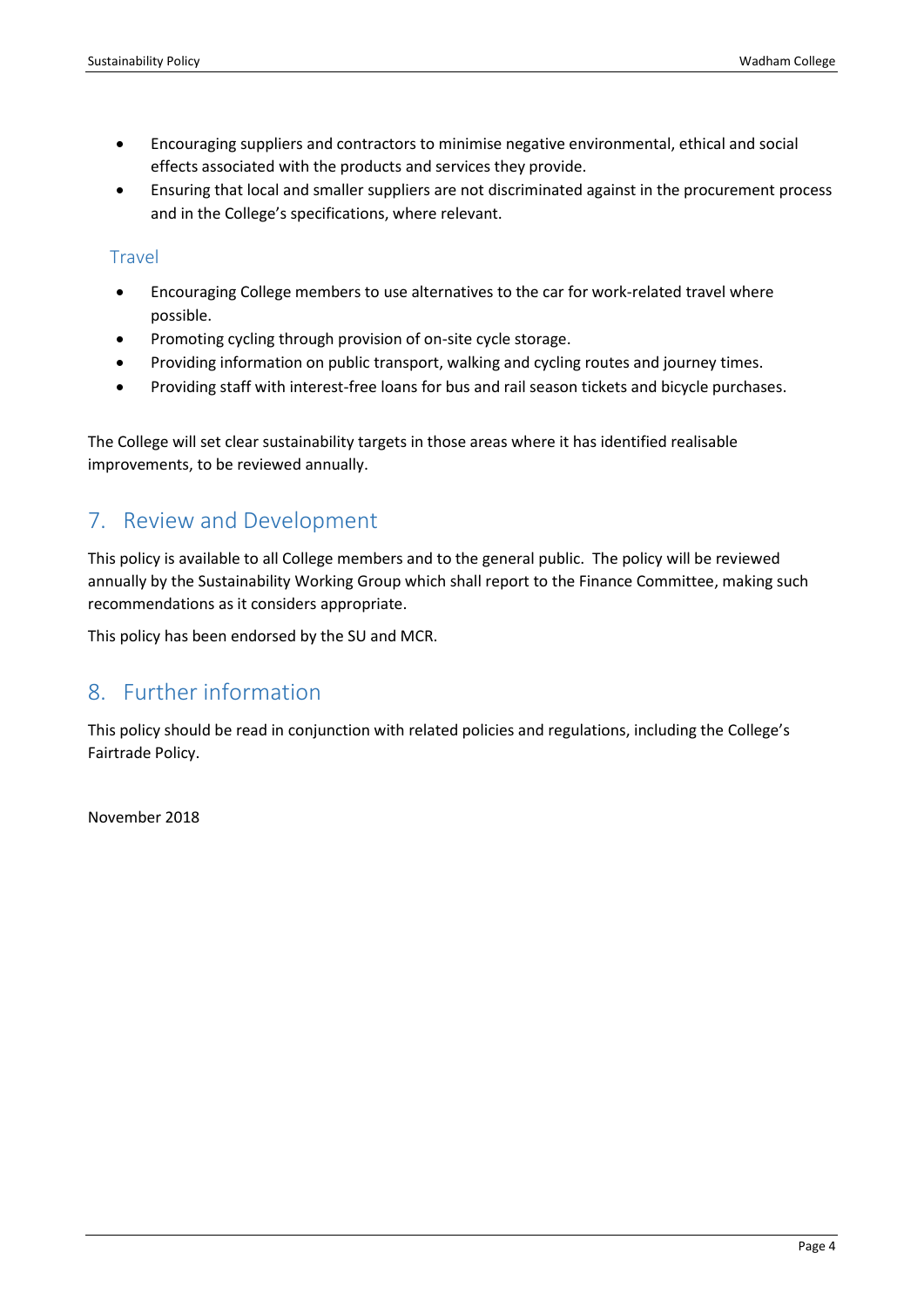- Encouraging suppliers and contractors to minimise negative environmental, ethical and social effects associated with the products and services they provide.
- Ensuring that local and smaller suppliers are not discriminated against in the procurement process and in the College's specifications, where relevant.

### Travel

- Encouraging College members to use alternatives to the car for work-related travel where possible.
- Promoting cycling through provision of on-site cycle storage.
- Providing information on public transport, walking and cycling routes and journey times.
- Providing staff with interest-free loans for bus and rail season tickets and bicycle purchases.

The College will set clear sustainability targets in those areas where it has identified realisable improvements, to be reviewed annually.

## 7. Review and Development

This policy is available to all College members and to the general public. The policy will be reviewed annually by the Sustainability Working Group which shall report to the Finance Committee, making such recommendations as it considers appropriate.

This policy has been endorsed by the SU and MCR.

## 8. Further information

This policy should be read in conjunction with related policies and regulations, including the College's Fairtrade Policy.

November 2018